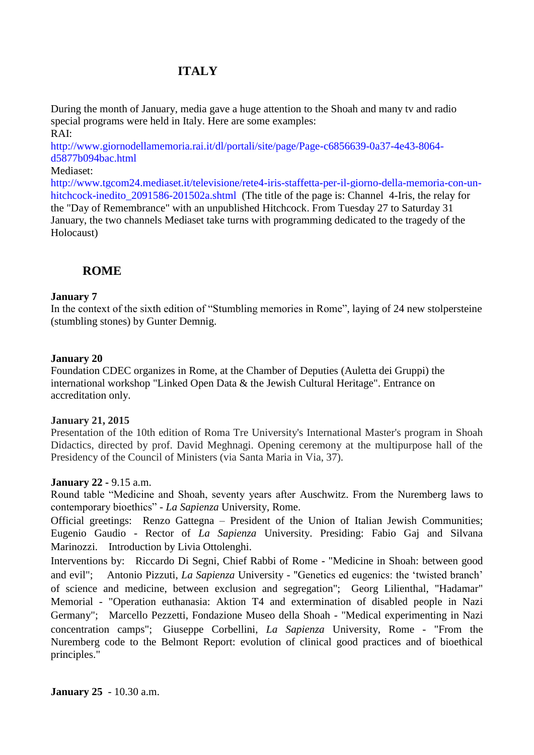# ITALY

During the month of January, media gave a huge attention to the Shoah and many tv and radio special programs were held in Italy. Here are some examples:
RAI:
http://www.giornodellamemoria.rai.it/dl/portali/site/page/Page-c6856639-0a37-4e43-8064-d5877b094bac.html
Mediaset:
http://www.tgcom24.mediaset.it/televisione/rete4-iris-staffetta-per-il-giorno-della-memoria-con-un-hitchcock-inedito_2091586-201502a.shtml (The title of the page is: Channel 4-Iris, the relay for the "Day of Remembrance" with an unpublished Hitchcock. From Tuesday 27 to Saturday 31 January, the two channels Mediaset take turns with programming dedicated to the tragedy of the Holocaust)

## ROME

**January 7**
In the context of the sixth edition of "Stumbling memories in Rome", laying of 24 new stolpersteine (stumbling stones) by Gunter Demnig.

**January 20**
Foundation CDEC organizes in Rome, at the Chamber of Deputies (Auletta dei Gruppi) the international workshop "Linked Open Data & the Jewish Cultural Heritage". Entrance on accreditation only.

**January 21, 2015**
Presentation of the 10th edition of Roma Tre University's International Master's program in Shoah Didactics, directed by prof. David Meghnagi. Opening ceremony at the multipurpose hall of the Presidency of the Council of Ministers (via Santa Maria in Via, 37).

**January 22 -** 9.15 a.m.
Round table "Medicine and Shoah, seventy years after Auschwitz. From the Nuremberg laws to contemporary bioethics" - *La Sapienza* University, Rome.
Official greetings: Renzo Gattegna – President of the Union of Italian Jewish Communities; Eugenio Gaudio - Rector of *La Sapienza* University. Presiding: Fabio Gaj and Silvana Marinozzi. Introduction by Livia Ottolenghi.
Interventions by: Riccardo Di Segni, Chief Rabbi of Rome - "Medicine in Shoah: between good and evil"; Antonio Pizzuti, *La Sapienza* University - "Genetics ed eugenics: the 'twisted branch' of science and medicine, between exclusion and segregation"; Georg Lilienthal, "Hadamar" Memorial - "Operation euthanasia: Aktion T4 and extermination of disabled people in Nazi Germany"; Marcello Pezzetti, Fondazione Museo della Shoah - "Medical experimenting in Nazi concentration camps"; Giuseppe Corbellini, *La Sapienza* University, Rome - "From the Nuremberg code to the Belmont Report: evolution of clinical good practices and of bioethical principles."

**January 25** - 10.30 a.m.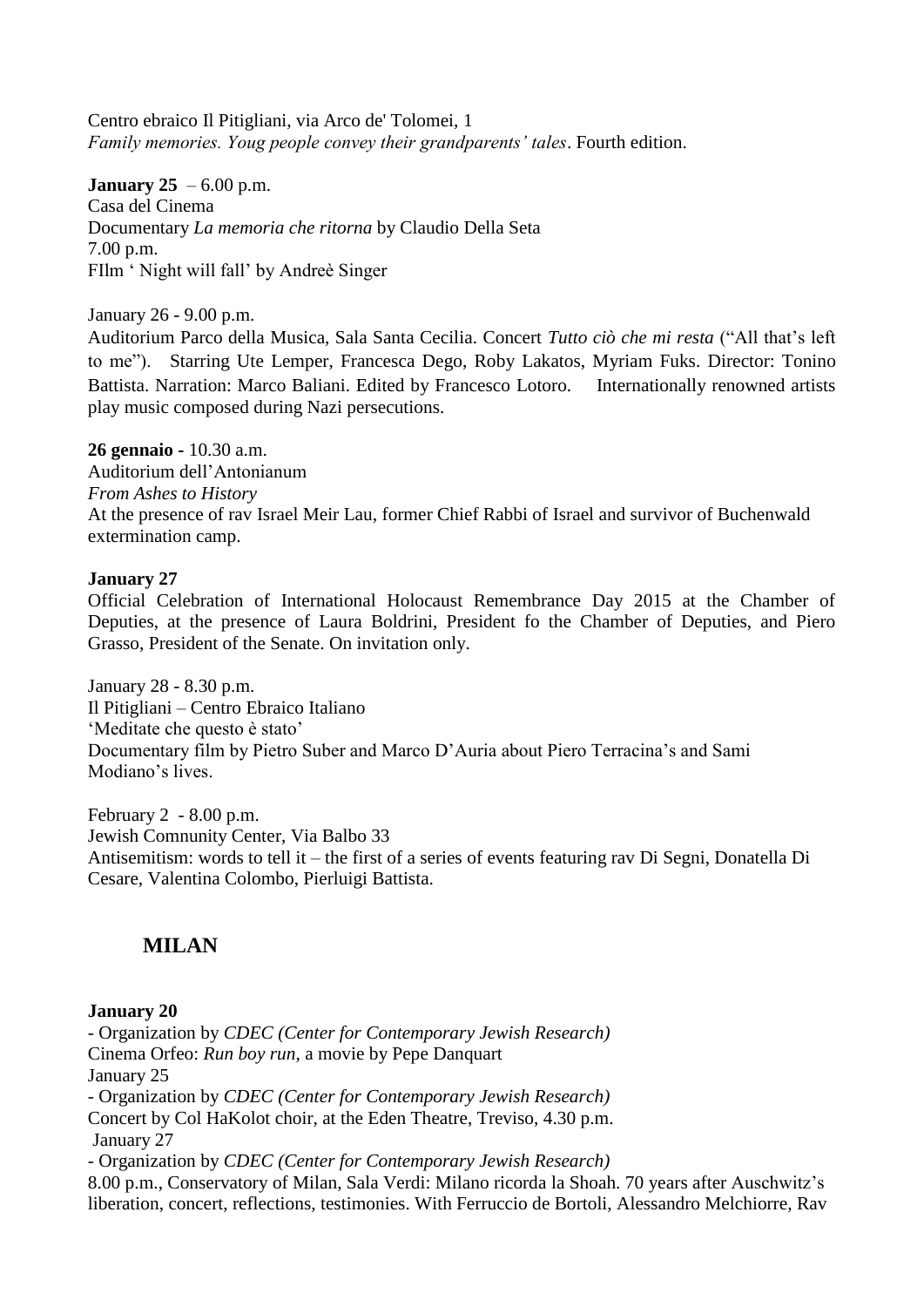Centro ebraico Il Pitigliani, via Arco de' Tolomei, 1
*Family memories. Youg people convey their grandparents' tales*. Fourth edition.

**January 25** – 6.00 p.m.
Casa del Cinema
Documentary *La memoria che ritorna* by Claudio Della Seta
7.00 p.m.
FIlm ' Night will fall' by Andreè Singer

January 26 - 9.00 p.m.
Auditorium Parco della Musica, Sala Santa Cecilia. Concert *Tutto ciò che mi resta* ("All that's left to me"). Starring Ute Lemper, Francesca Dego, Roby Lakatos, Myriam Fuks. Director: Tonino Battista. Narration: Marco Baliani. Edited by Francesco Lotoro. Internationally renowned artists play music composed during Nazi persecutions.

**26 gennaio** - 10.30 a.m.
Auditorium dell'Antonianum
*From Ashes to History*
At the presence of rav Israel Meir Lau, former Chief Rabbi of Israel and survivor of Buchenwald extermination camp.

**January 27**
Official Celebration of International Holocaust Remembrance Day 2015 at the Chamber of Deputies, at the presence of Laura Boldrini, President fo the Chamber of Deputies, and Piero Grasso, President of the Senate. On invitation only.

January 28 - 8.30 p.m.
Il Pitigliani – Centro Ebraico Italiano
'Meditate che questo è stato'
Documentary film by Pietro Suber and Marco D'Auria about Piero Terracina's and Sami Modiano's lives.

February 2 - 8.00 p.m.
Jewish Comnunity Center, Via Balbo 33
Antisemitism: words to tell it – the first of a series of events featuring rav Di Segni, Donatella Di Cesare, Valentina Colombo, Pierluigi Battista.

## MILAN

**January 20**
- Organization by *CDEC (Center for Contemporary Jewish Research)*
Cinema Orfeo: *Run boy run*, a movie by Pepe Danquart
January 25
- Organization by *CDEC (Center for Contemporary Jewish Research)*
Concert by Col HaKolot choir, at the Eden Theatre, Treviso, 4.30 p.m.
January 27
- Organization by *CDEC (Center for Contemporary Jewish Research)*
8.00 p.m., Conservatory of Milan, Sala Verdi: Milano ricorda la Shoah. 70 years after Auschwitz's liberation, concert, reflections, testimonies. With Ferruccio de Bortoli, Alessandro Melchiorre, Rav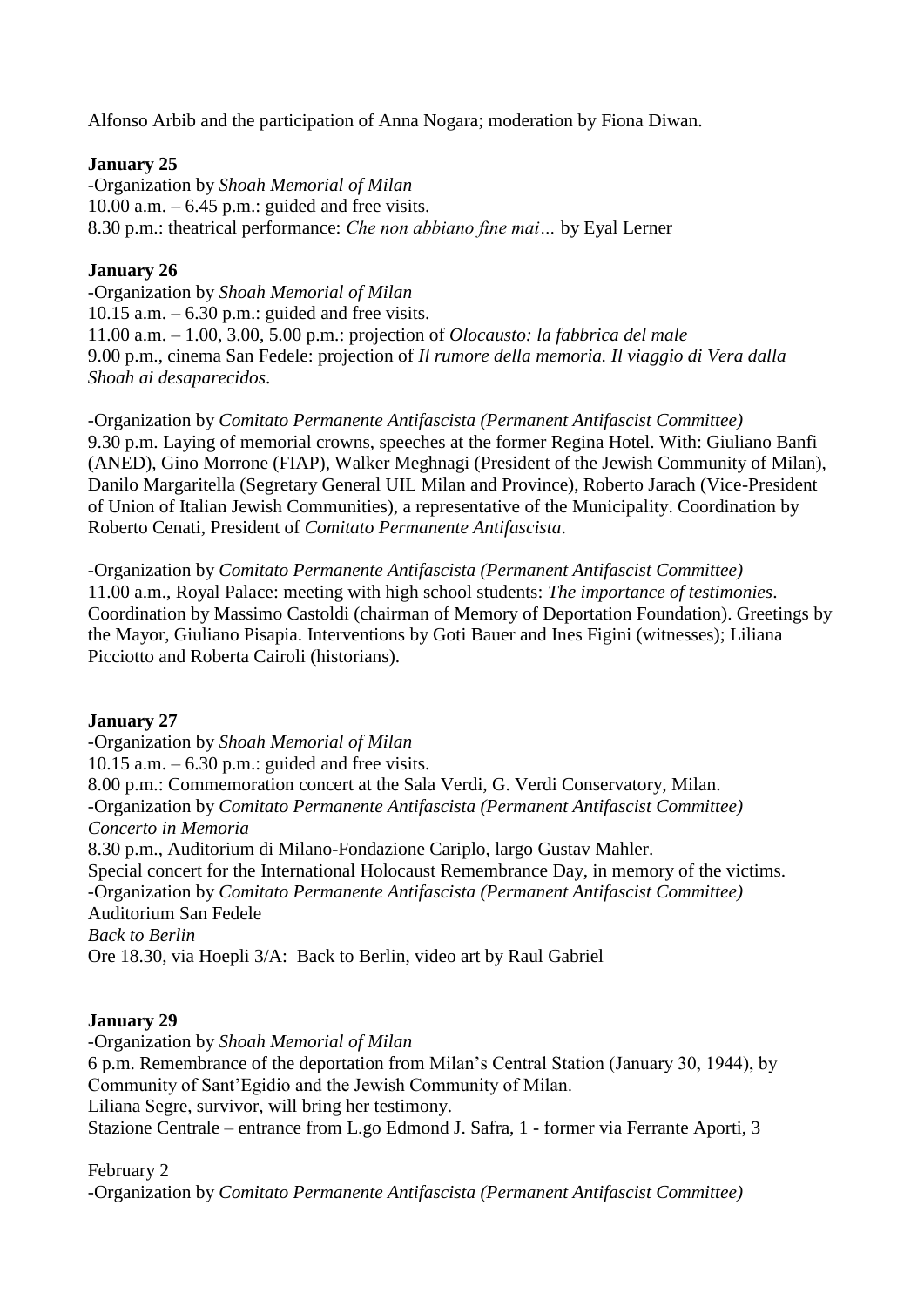Alfonso Arbib and the participation of Anna Nogara; moderation by Fiona Diwan.

**January 25**

-Organization by *Shoah Memorial of Milan*
10.00 a.m. – 6.45 p.m.: guided and free visits.
8.30 p.m.: theatrical performance: *Che non abbiano fine mai…* by Eyal Lerner

**January 26**

-Organization by *Shoah Memorial of Milan*
10.15 a.m. – 6.30 p.m.: guided and free visits.
11.00 a.m. – 1.00, 3.00, 5.00 p.m.: projection of *Olocausto: la fabbrica del male*
9.00 p.m., cinema San Fedele: projection of *Il rumore della memoria. Il viaggio di Vera dalla Shoah ai desaparecidos*.

-Organization by *Comitato Permanente Antifascista (Permanent Antifascist Committee)*
9.30 p.m. Laying of memorial crowns, speeches at the former Regina Hotel. With: Giuliano Banfi (ANED), Gino Morrone (FIAP), Walker Meghnagi (President of the Jewish Community of Milan), Danilo Margaritella (Segretary General UIL Milan and Province), Roberto Jarach (Vice-President of Union of Italian Jewish Communities), a representative of the Municipality. Coordination by Roberto Cenati, President of *Comitato Permanente Antifascista*.

-Organization by *Comitato Permanente Antifascista (Permanent Antifascist Committee)*
11.00 a.m., Royal Palace: meeting with high school students: *The importance of testimonies*. Coordination by Massimo Castoldi (chairman of Memory of Deportation Foundation). Greetings by the Mayor, Giuliano Pisapia. Interventions by Goti Bauer and Ines Figini (witnesses); Liliana Picciotto and Roberta Cairoli (historians).

**January 27**

-Organization by *Shoah Memorial of Milan*
10.15 a.m. – 6.30 p.m.: guided and free visits.
8.00 p.m.: Commemoration concert at the Sala Verdi, G. Verdi Conservatory, Milan.
-Organization by *Comitato Permanente Antifascista (Permanent Antifascist Committee)*
*Concerto in Memoria*
8.30 p.m., Auditorium di Milano-Fondazione Cariplo, largo Gustav Mahler.
Special concert for the International Holocaust Remembrance Day, in memory of the victims.
-Organization by *Comitato Permanente Antifascista (Permanent Antifascist Committee)*
Auditorium San Fedele
*Back to Berlin*
Ore 18.30, via Hoepli 3/A: Back to Berlin, video art by Raul Gabriel

**January 29**

-Organization by *Shoah Memorial of Milan*
6 p.m. Remembrance of the deportation from Milan's Central Station (January 30, 1944), by Community of Sant'Egidio and the Jewish Community of Milan.
Liliana Segre, survivor, will bring her testimony.
Stazione Centrale – entrance from L.go Edmond J. Safra, 1 - former via Ferrante Aporti, 3

February 2

-Organization by *Comitato Permanente Antifascista (Permanent Antifascist Committee)*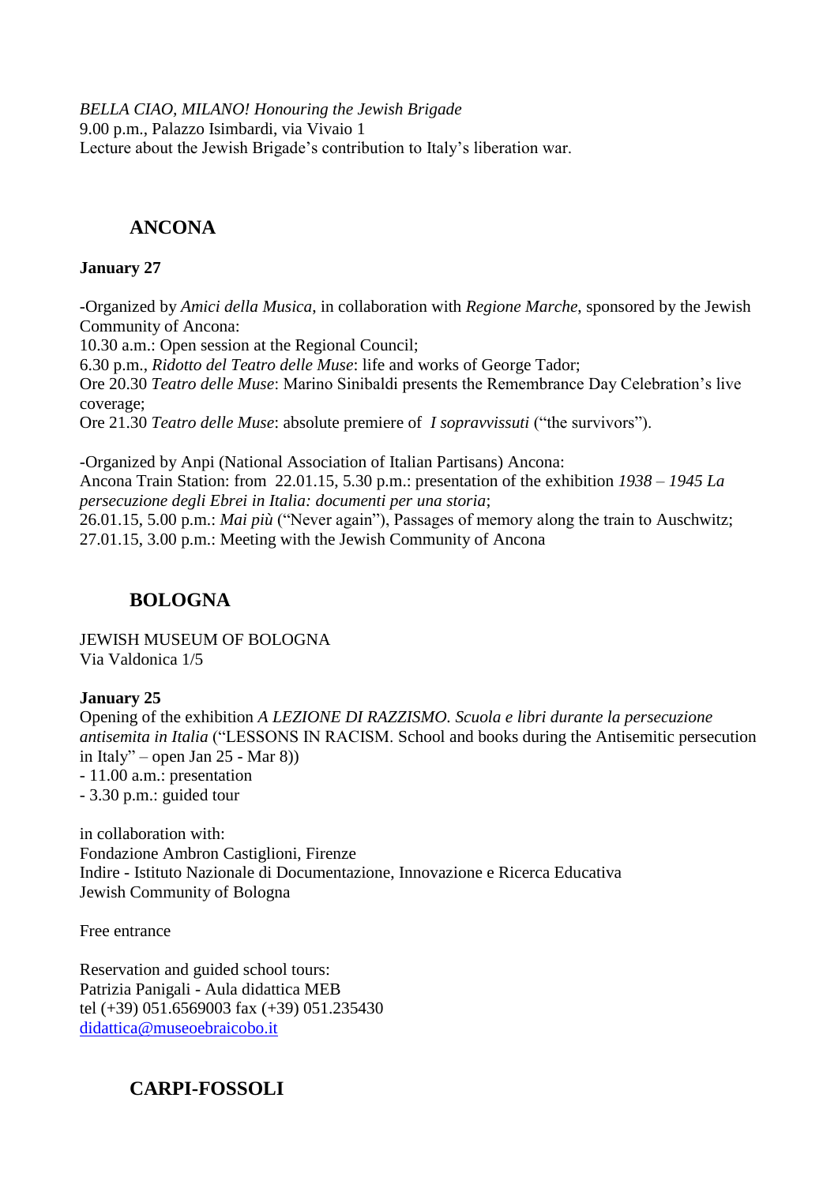*BELLA CIAO, MILANO! Honouring the Jewish Brigade*
9.00 p.m., Palazzo Isimbardi, via Vivaio 1
Lecture about the Jewish Brigade's contribution to Italy's liberation war.

## ANCONA

**January 27**

-Organized by *Amici della Musica*, in collaboration with *Regione Marche*, sponsored by the Jewish Community of Ancona:
10.30 a.m.: Open session at the Regional Council;
6.30 p.m., *Ridotto del Teatro delle Muse*: life and works of George Tador;
Ore 20.30 *Teatro delle Muse*: Marino Sinibaldi presents the Remembrance Day Celebration's live coverage;
Ore 21.30 *Teatro delle Muse*: absolute premiere of *I sopravvissuti* ("the survivors").

-Organized by Anpi (National Association of Italian Partisans) Ancona:
Ancona Train Station: from 22.01.15, 5.30 p.m.: presentation of the exhibition *1938 – 1945 La persecuzione degli Ebrei in Italia: documenti per una storia*;
26.01.15, 5.00 p.m.: *Mai più* ("Never again"), Passages of memory along the train to Auschwitz;
27.01.15, 3.00 p.m.: Meeting with the Jewish Community of Ancona

## BOLOGNA

JEWISH MUSEUM OF BOLOGNA
Via Valdonica 1/5

**January 25**
Opening of the exhibition *A LEZIONE DI RAZZISMO. Scuola e libri durante la persecuzione antisemita in Italia* ("LESSONS IN RACISM. School and books during the Antisemitic persecution in Italy" – open Jan 25 - Mar 8))
- 11.00 a.m.: presentation
- 3.30 p.m.: guided tour

in collaboration with:
Fondazione Ambron Castiglioni, Firenze
Indire - Istituto Nazionale di Documentazione, Innovazione e Ricerca Educativa
Jewish Community of Bologna

Free entrance

Reservation and guided school tours:
Patrizia Panigali - Aula didattica MEB
tel (+39) 051.6569003 fax (+39) 051.235430
didattica@museoebraicobo.it

## CARPI-FOSSOLI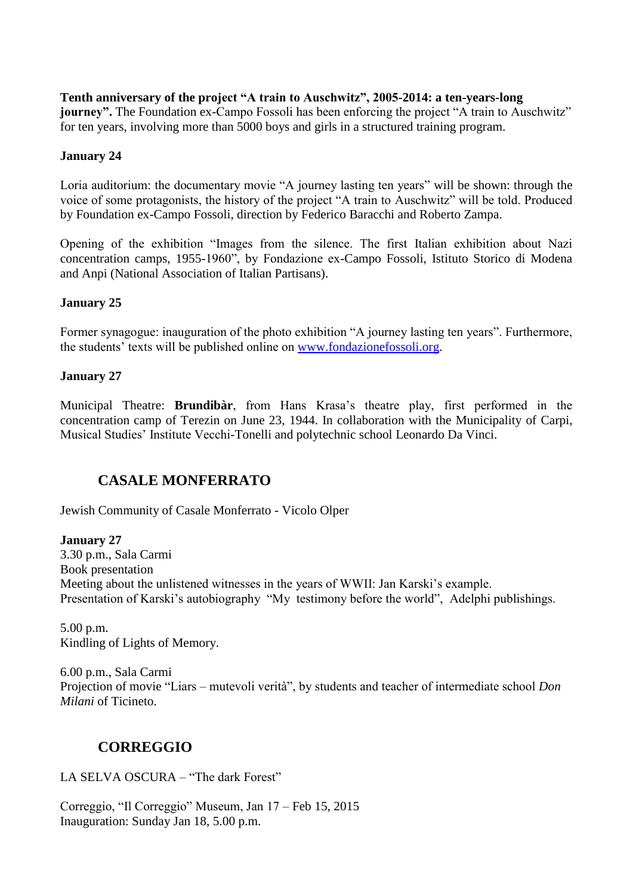**Tenth anniversary of the project "A train to Auschwitz", 2005-2014: a ten-years-long journey".** The Foundation ex-Campo Fossoli has been enforcing the project "A train to Auschwitz" for ten years, involving more than 5000 boys and girls in a structured training program.

**January 24**

Loria auditorium: the documentary movie "A journey lasting ten years" will be shown: through the voice of some protagonists, the history of the project "A train to Auschwitz" will be told. Produced by Foundation ex-Campo Fossoli, direction by Federico Baracchi and Roberto Zampa.

Opening of the exhibition "Images from the silence. The first Italian exhibition about Nazi concentration camps, 1955-1960", by Fondazione ex-Campo Fossoli, Istituto Storico di Modena and Anpi (National Association of Italian Partisans).

**January 25**

Former synagogue: inauguration of the photo exhibition "A journey lasting ten years". Furthermore, the students' texts will be published online on [www.fondazionefossoli.org](http://www.fondazionefossoli.org).

**January 27**

Municipal Theatre: **Brundibàr**, from Hans Krasa's theatre play, first performed in the concentration camp of Terezin on June 23, 1944. In collaboration with the Municipality of Carpi, Musical Studies' Institute Vecchi-Tonelli and polytechnic school Leonardo Da Vinci.

## CASALE MONFERRATO

Jewish Community of Casale Monferrato - Vicolo Olper

**January 27**
3.30 p.m., Sala Carmi
Book presentation
Meeting about the unlistened witnesses in the years of WWII: Jan Karski's example.
Presentation of Karski's autobiography "My testimony before the world", Adelphi publishings.

5.00 p.m.
Kindling of Lights of Memory.

6.00 p.m., Sala Carmi
Projection of movie "Liars – mutevoli verità", by students and teacher of intermediate school *Don Milani* of Ticineto.

## CORREGGIO

LA SELVA OSCURA – "The dark Forest"

Correggio, "Il Correggio" Museum, Jan 17 – Feb 15, 2015
Inauguration: Sunday Jan 18, 5.00 p.m.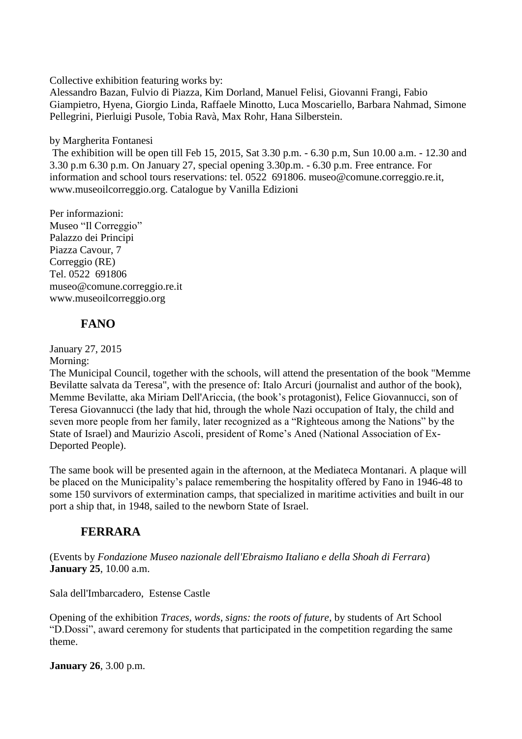Collective exhibition featuring works by:
Alessandro Bazan, Fulvio di Piazza, Kim Dorland, Manuel Felisi, Giovanni Frangi, Fabio Giampietro, Hyena, Giorgio Linda, Raffaele Minotto, Luca Moscariello, Barbara Nahmad, Simone Pellegrini, Pierluigi Pusole, Tobia Ravà, Max Rohr, Hana Silberstein.

by Margherita Fontanesi

The exhibition will be open till Feb 15, 2015, Sat 3.30 p.m. - 6.30 p.m, Sun 10.00 a.m. - 12.30 and 3.30 p.m 6.30 p.m. On January 27, special opening 3.30p.m. - 6.30 p.m. Free entrance. For information and school tours reservations: tel. 0522 691806. museo@comune.correggio.re.it, www.museoilcorreggio.org. Catalogue by Vanilla Edizioni

Per informazioni:
Museo "Il Correggio"
Palazzo dei Principi
Piazza Cavour, 7
Correggio (RE)
Tel. 0522 691806
museo@comune.correggio.re.it
www.museoilcorreggio.org

## FANO

January 27, 2015
Morning:
The Municipal Council, together with the schools, will attend the presentation of the book "Memme Bevilatte salvata da Teresa", with the presence of: Italo Arcuri (journalist and author of the book), Memme Bevilatte, aka Miriam Dell'Ariccia, (the book's protagonist), Felice Giovannucci, son of Teresa Giovannucci (the lady that hid, through the whole Nazi occupation of Italy, the child and seven more people from her family, later recognized as a "Righteous among the Nations" by the State of Israel) and Maurizio Ascoli, president of Rome's Aned (National Association of Ex-Deported People).

The same book will be presented again in the afternoon, at the Mediateca Montanari. A plaque will be placed on the Municipality's palace remembering the hospitality offered by Fano in 1946-48 to some 150 survivors of extermination camps, that specialized in maritime activities and built in our port a ship that, in 1948, sailed to the newborn State of Israel.

## FERRARA

(Events by *Fondazione Museo nazionale dell'Ebraismo Italiano e della Shoah di Ferrara*)
**January 25**, 10.00 a.m.

Sala dell'Imbarcadero, Estense Castle

Opening of the exhibition *Traces, words, signs: the roots of future*, by students of Art School "D.Dossi", award ceremony for students that participated in the competition regarding the same theme.

**January 26**, 3.00 p.m.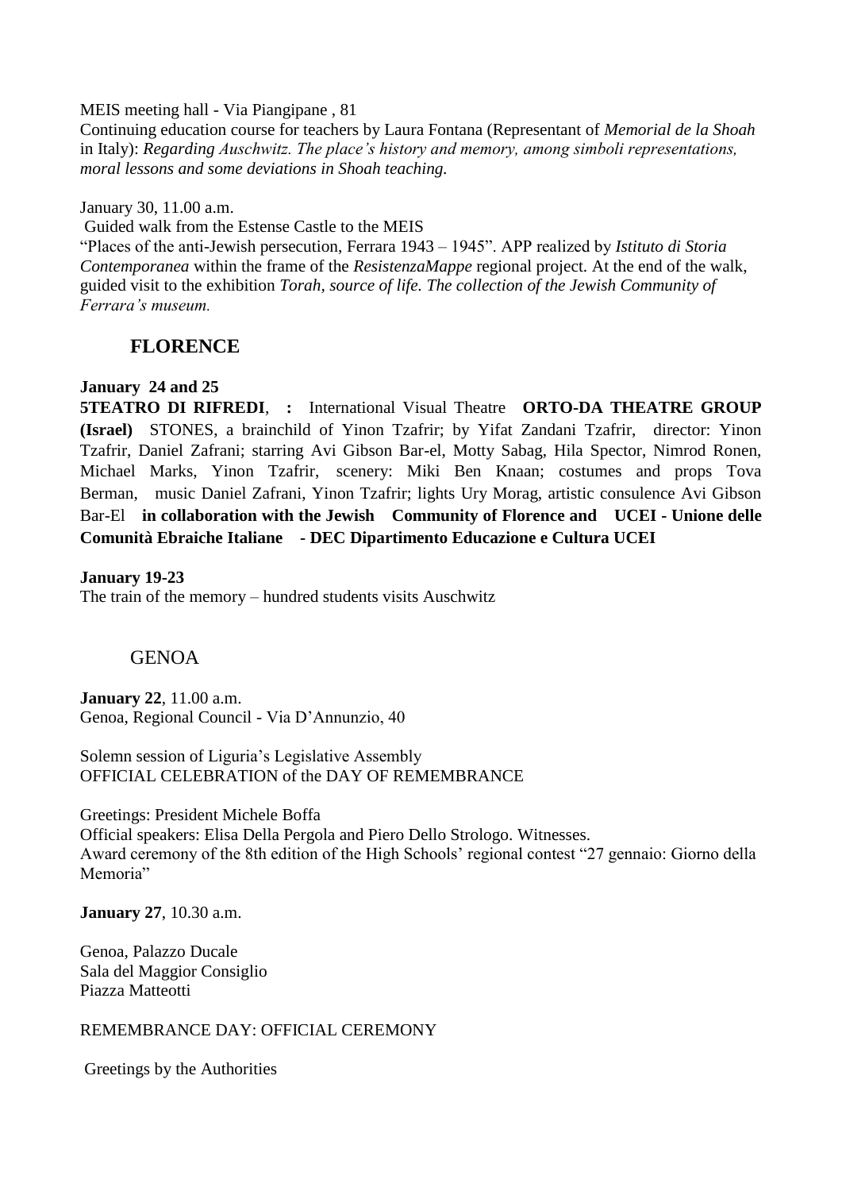MEIS meeting hall - Via Piangipane , 81
Continuing education course for teachers by Laura Fontana (Representant of *Memorial de la Shoah* in Italy): *Regarding Auschwitz. The place's history and memory, among simboli representations, moral lessons and some deviations in Shoah teaching.*

January 30, 11.00 a.m.
Guided walk from the Estense Castle to the MEIS
"Places of the anti-Jewish persecution, Ferrara 1943 – 1945". APP realized by *Istituto di Storia Contemporanea* within the frame of the *ResistenzaMappe* regional project. At the end of the walk, guided visit to the exhibition *Torah, source of life. The collection of the Jewish Community of Ferrara's museum.*

## FLORENCE

**January 24 and 25**
**5TEATRO DI RIFREDI**, **:** International Visual Theatre **ORTO-DA THEATRE GROUP (Israel)** STONES, a brainchild of Yinon Tzafrir; by Yifat Zandani Tzafrir, director: Yinon Tzafrir, Daniel Zafrani; starring Avi Gibson Bar-el, Motty Sabag, Hila Spector, Nimrod Ronen, Michael Marks, Yinon Tzafrir, scenery: Miki Ben Knaan; costumes and props Tova Berman, music Daniel Zafrani, Yinon Tzafrir; lights Ury Morag, artistic consulence Avi Gibson Bar-El **in collaboration with the Jewish Community of Florence and UCEI - Unione delle Comunità Ebraiche Italiane - DEC Dipartimento Educazione e Cultura UCEI**

**January 19-23**
The train of the memory – hundred students visits Auschwitz

## GENOA

**January 22**, 11.00 a.m.
Genoa, Regional Council - Via D'Annunzio, 40

Solemn session of Liguria's Legislative Assembly
OFFICIAL CELEBRATION of the DAY OF REMEMBRANCE

Greetings: President Michele Boffa
Official speakers: Elisa Della Pergola and Piero Dello Strologo. Witnesses.
Award ceremony of the 8th edition of the High Schools' regional contest "27 gennaio: Giorno della Memoria"

**January 27**, 10.30 a.m.

Genoa, Palazzo Ducale
Sala del Maggior Consiglio
Piazza Matteotti

REMEMBRANCE DAY: OFFICIAL CEREMONY

Greetings by the Authorities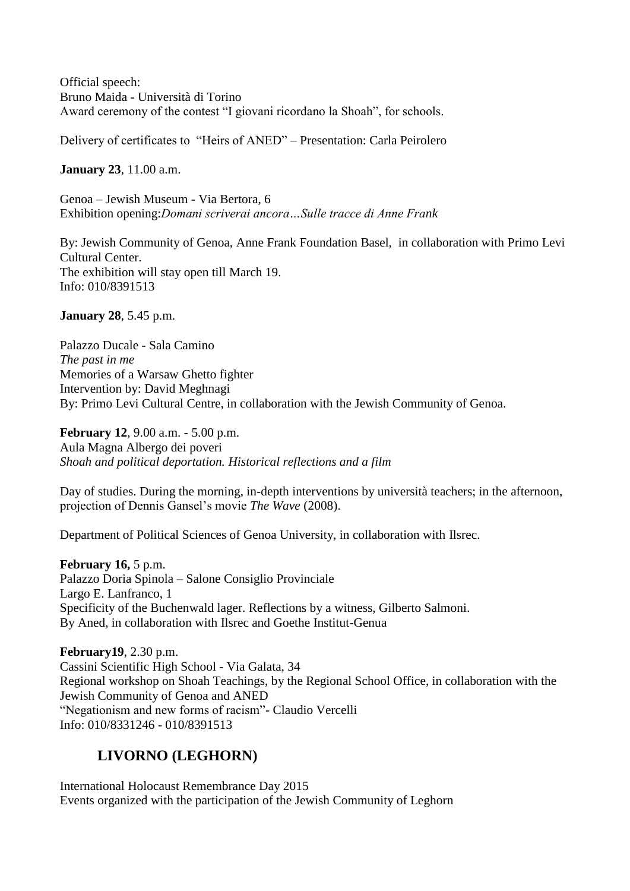Official speech:
Bruno Maida - Università di Torino
Award ceremony of the contest "I giovani ricordano la Shoah", for schools.

Delivery of certificates to "Heirs of ANED" – Presentation: Carla Peirolero

**January 23**, 11.00 a.m.

Genoa – Jewish Museum - Via Bertora, 6
Exhibition opening:*Domani scriverai ancora…Sulle tracce di Anne Frank*

By: Jewish Community of Genoa, Anne Frank Foundation Basel, in collaboration with Primo Levi Cultural Center.
The exhibition will stay open till March 19.
Info: 010/8391513

**January 28**, 5.45 p.m.

Palazzo Ducale - Sala Camino
*The past in me*
Memories of a Warsaw Ghetto fighter
Intervention by: David Meghnagi
By: Primo Levi Cultural Centre, in collaboration with the Jewish Community of Genoa.

**February 12**, 9.00 a.m. - 5.00 p.m.
Aula Magna Albergo dei poveri
*Shoah and political deportation. Historical reflections and a film*

Day of studies. During the morning, in-depth interventions by università teachers; in the afternoon, projection of Dennis Gansel's movie *The Wave* (2008).

Department of Political Sciences of Genoa University, in collaboration with Ilsrec.

**February 16,** 5 p.m.
Palazzo Doria Spinola – Salone Consiglio Provinciale
Largo E. Lanfranco, 1
Specificity of the Buchenwald lager. Reflections by a witness, Gilberto Salmoni.
By Aned, in collaboration with Ilsrec and Goethe Institut-Genua

**February19**, 2.30 p.m.
Cassini Scientific High School - Via Galata, 34
Regional workshop on Shoah Teachings, by the Regional School Office, in collaboration with the Jewish Community of Genoa and ANED
"Negationism and new forms of racism"- Claudio Vercelli
Info: 010/8331246 - 010/8391513

## LIVORNO (LEGHORN)

International Holocaust Remembrance Day 2015
Events organized with the participation of the Jewish Community of Leghorn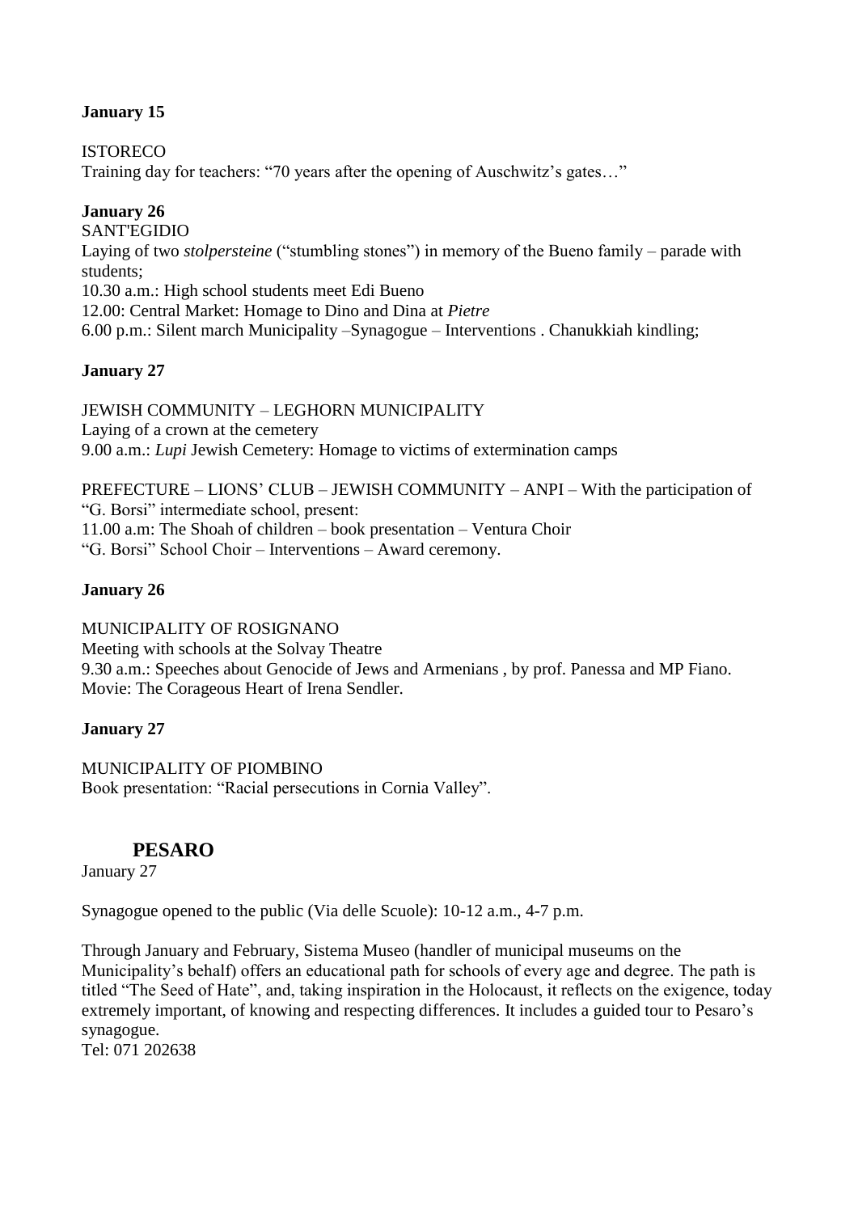**January 15**

ISTORECO
Training day for teachers: "70 years after the opening of Auschwitz's gates…"

**January 26**
SANT'EGIDIO
Laying of two *stolpersteine* ("stumbling stones") in memory of the Bueno family – parade with students;
10.30 a.m.: High school students meet Edi Bueno
12.00: Central Market: Homage to Dino and Dina at *Pietre*
6.00 p.m.: Silent march Municipality –Synagogue – Interventions . Chanukkiah kindling;

**January 27**

JEWISH COMMUNITY – LEGHORN MUNICIPALITY
Laying of a crown at the cemetery
9.00 a.m.: *Lupi* Jewish Cemetery: Homage to victims of extermination camps

PREFECTURE – LIONS' CLUB – JEWISH COMMUNITY – ANPI – With the participation of "G. Borsi" intermediate school, present:
11.00 a.m: The Shoah of children – book presentation – Ventura Choir
"G. Borsi" School Choir – Interventions – Award ceremony.

**January 26**

MUNICIPALITY OF ROSIGNANO
Meeting with schools at the Solvay Theatre
9.30 a.m.: Speeches about Genocide of Jews and Armenians , by prof. Panessa and MP Fiano.
Movie: The Corageous Heart of Irena Sendler.

**January 27**

MUNICIPALITY OF PIOMBINO
Book presentation: "Racial persecutions in Cornia Valley".

## PESARO

January 27

Synagogue opened to the public (Via delle Scuole): 10-12 a.m., 4-7 p.m.

Through January and February, Sistema Museo (handler of municipal museums on the Municipality's behalf) offers an educational path for schools of every age and degree. The path is titled "The Seed of Hate", and, taking inspiration in the Holocaust, it reflects on the exigence, today extremely important, of knowing and respecting differences. It includes a guided tour to Pesaro's synagogue.
Tel: 071 202638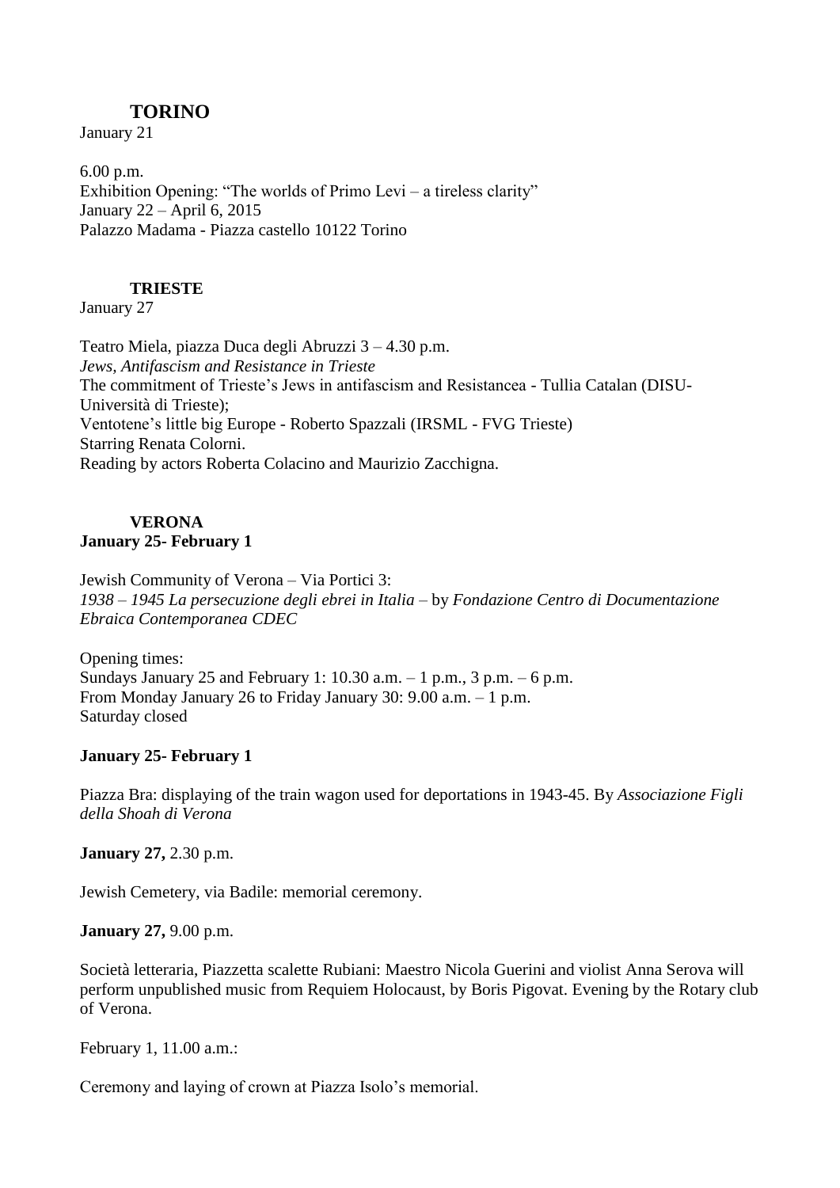## TORINO

January 21

6.00 p.m.
Exhibition Opening: "The worlds of Primo Levi – a tireless clarity"
January 22 – April 6, 2015
Palazzo Madama - Piazza castello 10122 Torino

### TRIESTE

January 27

Teatro Miela, piazza Duca degli Abruzzi 3 – 4.30 p.m.
*Jews, Antifascism and Resistance in Trieste*
The commitment of Trieste's Jews in antifascism and Resistancea - Tullia Catalan (DISU-Università di Trieste);
Ventotene's little big Europe - Roberto Spazzali (IRSML - FVG Trieste)
Starring Renata Colorni.
Reading by actors Roberta Colacino and Maurizio Zacchigna.

### VERONA

**January 25- February 1**

Jewish Community of Verona – Via Portici 3:
*1938 – 1945 La persecuzione degli ebrei in Italia* – by *Fondazione Centro di Documentazione Ebraica Contemporanea CDEC*

Opening times:
Sundays January 25 and February 1: 10.30 a.m. – 1 p.m., 3 p.m. – 6 p.m.
From Monday January 26 to Friday January 30: 9.00 a.m. – 1 p.m.
Saturday closed

**January 25- February 1**

Piazza Bra: displaying of the train wagon used for deportations in 1943-45. By *Associazione Figli della Shoah di Verona*

**January 27,** 2.30 p.m.

Jewish Cemetery, via Badile: memorial ceremony.

**January 27,** 9.00 p.m.

Società letteraria, Piazzetta scalette Rubiani: Maestro Nicola Guerini and violist Anna Serova will perform unpublished music from Requiem Holocaust, by Boris Pigovat. Evening by the Rotary club of Verona.

February 1, 11.00 a.m.:

Ceremony and laying of crown at Piazza Isolo's memorial.